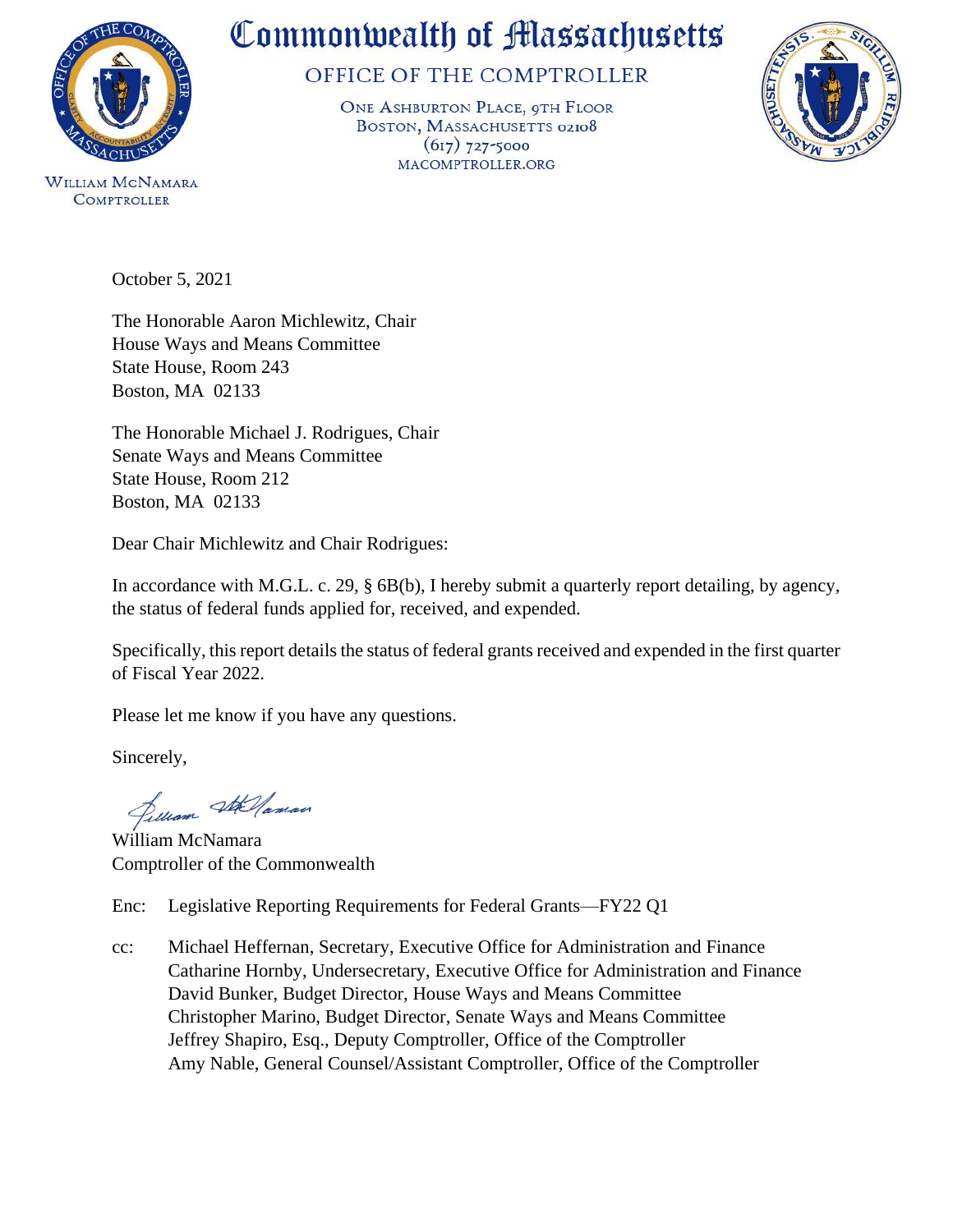# Commonwealth of Massachusetts

## OFFICE OF THE COMPTROLLER

ONE ASHBURTON PLACE, 9TH FLOOR
BOSTON, MASSACHUSETTS 02108
(617) 727-5000
MACOMPTROLLER.ORG

WILLIAM MCNAMARA
COMPTROLLER

October 5, 2021

The Honorable Aaron Michlewitz, Chair
House Ways and Means Committee
State House, Room 243
Boston, MA 02133

The Honorable Michael J. Rodrigues, Chair
Senate Ways and Means Committee
State House, Room 212
Boston, MA 02133

Dear Chair Michlewitz and Chair Rodrigues:

In accordance with M.G.L. c. 29, § 6B(b), I hereby submit a quarterly report detailing, by agency, the status of federal funds applied for, received, and expended.

Specifically, this report details the status of federal grants received and expended in the first quarter of Fiscal Year 2022.

Please let me know if you have any questions.

Sincerely,

William McNamara
Comptroller of the Commonwealth

Enc: Legislative Reporting Requirements for Federal Grants—FY22 Q1

cc: Michael Heffernan, Secretary, Executive Office for Administration and Finance
Catharine Hornby, Undersecretary, Executive Office for Administration and Finance
David Bunker, Budget Director, House Ways and Means Committee
Christopher Marino, Budget Director, Senate Ways and Means Committee
Jeffrey Shapiro, Esq., Deputy Comptroller, Office of the Comptroller
Amy Nable, General Counsel/Assistant Comptroller, Office of the Comptroller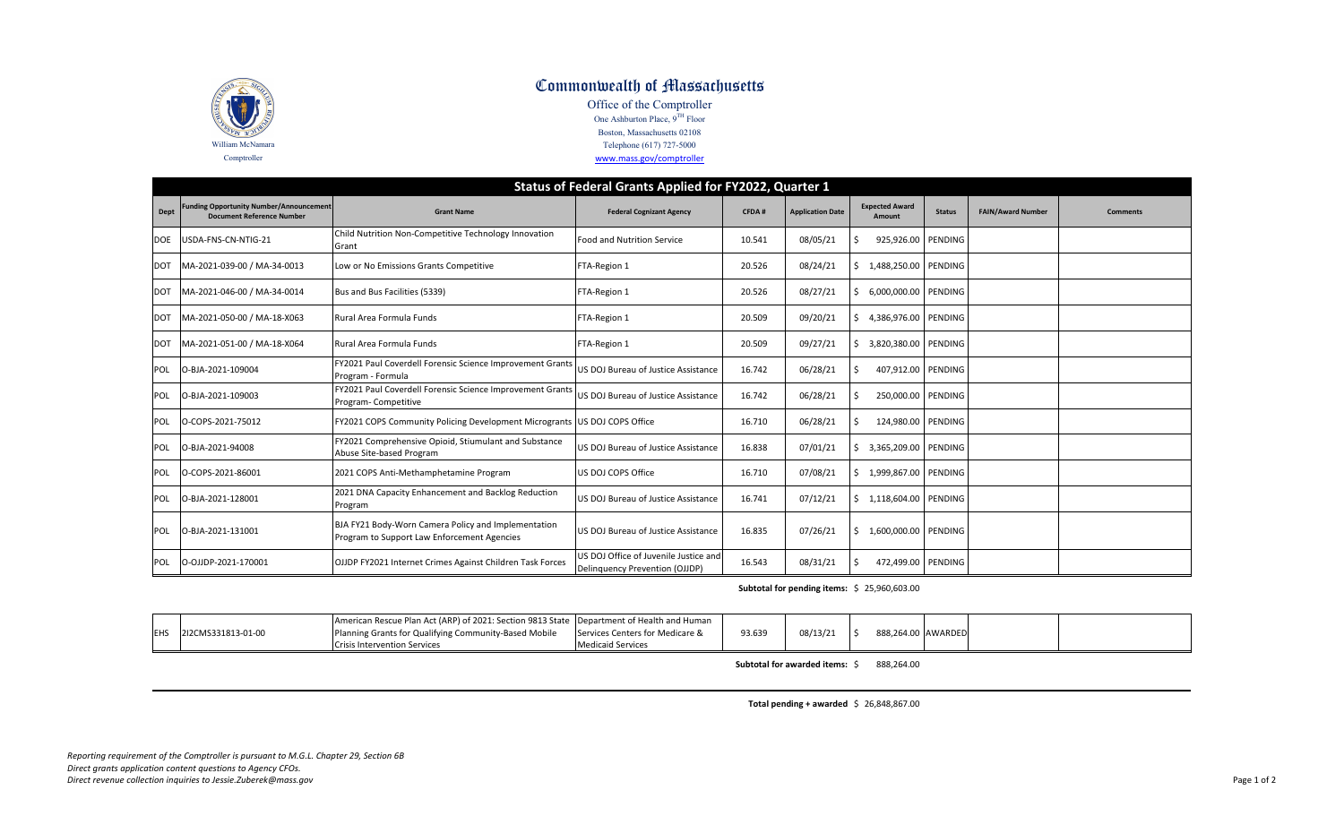# Commonwealth of Massachusetts

Office of the Comptroller
One Ashburton Place, 9TH Floor
Boston, Massachusetts 02108
Telephone (617) 727-5000
www.mass.gov/comptroller

William McNamara
Comptroller

## Status of Federal Grants Applied for FY2022, Quarter 1

| Dept | Funding Opportunity Number/Announcement Document Reference Number | Grant Name | Federal Cognizant Agency | CFDA # | Application Date | Expected Award Amount | Status | FAIN/Award Number | Comments |
|---|---|---|---|---|---|---|---|---|---|
| DOE | USDA-FNS-CN-NTIG-21 | Child Nutrition Non-Competitive Technology Innovation Grant | Food and Nutrition Service | 10.541 | 08/05/21 | $ 925,926.00 | PENDING | | |
| DOT | MA-2021-039-00 / MA-34-0013 | Low or No Emissions Grants Competitive | FTA-Region 1 | 20.526 | 08/24/21 | $ 1,488,250.00 | PENDING | | |
| DOT | MA-2021-046-00 / MA-34-0014 | Bus and Bus Facilities (5339) | FTA-Region 1 | 20.526 | 08/27/21 | $ 6,000,000.00 | PENDING | | |
| DOT | MA-2021-050-00 / MA-18-X063 | Rural Area Formula Funds | FTA-Region 1 | 20.509 | 09/20/21 | $ 4,386,976.00 | PENDING | | |
| DOT | MA-2021-051-00 / MA-18-X064 | Rural Area Formula Funds | FTA-Region 1 | 20.509 | 09/27/21 | $ 3,820,380.00 | PENDING | | |
| POL | O-BJA-2021-109004 | FY2021 Paul Coverdell Forensic Science Improvement Grants Program - Formula | US DOJ Bureau of Justice Assistance | 16.742 | 06/28/21 | $ 407,912.00 | PENDING | | |
| POL | O-BJA-2021-109003 | FY2021 Paul Coverdell Forensic Science Improvement Grants Program- Competitive | US DOJ Bureau of Justice Assistance | 16.742 | 06/28/21 | $ 250,000.00 | PENDING | | |
| POL | O-COPS-2021-75012 | FY2021 COPS Community Policing Development Microgrants | US DOJ COPS Office | 16.710 | 06/28/21 | $ 124,980.00 | PENDING | | |
| POL | O-BJA-2021-94008 | FY2021 Comprehensive Opioid, Stiumulant and Substance Abuse Site-based Program | US DOJ Bureau of Justice Assistance | 16.838 | 07/01/21 | $ 3,365,209.00 | PENDING | | |
| POL | O-COPS-2021-86001 | 2021 COPS Anti-Methamphetamine Program | US DOJ COPS Office | 16.710 | 07/08/21 | $ 1,999,867.00 | PENDING | | |
| POL | O-BJA-2021-128001 | 2021 DNA Capacity Enhancement and Backlog Reduction Program | US DOJ Bureau of Justice Assistance | 16.741 | 07/12/21 | $ 1,118,604.00 | PENDING | | |
| POL | O-BJA-2021-131001 | BJA FY21 Body-Worn Camera Policy and Implementation Program to Support Law Enforcement Agencies | US DOJ Bureau of Justice Assistance | 16.835 | 07/26/21 | $ 1,600,000.00 | PENDING | | |
| POL | O-OJJDP-2021-170001 | OJJDP FY2021 Internet Crimes Against Children Task Forces | US DOJ Office of Juvenile Justice and Delinquency Prevention (OJJDP) | 16.543 | 08/31/21 | $ 472,499.00 | PENDING | | |
| | | | | | **Subtotal for pending items:** | $ 25,960,603.00 | | | |
| EHS | 2J2CMS331813-01-00 | American Rescue Plan Act (ARP) of 2021: Section 9813 State Planning Grants for Qualifying Community-Based Mobile Crisis Intervention Services | Department of Health and Human Services Centers for Medicare & Medicaid Services | 93.639 | 08/13/21 | $ 888,264.00 | AWARDED | | |
| | | | | | **Subtotal for awarded items:** | $ 888,264.00 | | | |
| | | | | | **Total pending + awarded** | $ 26,848,867.00 | | | |

*Reporting requirement of the Comptroller is pursuant to M.G.L. Chapter 29, Section 6B*
*Direct grants application content questions to Agency CFOs.*
*Direct revenue collection inquiries to Jessie.Zuberek@mass.gov*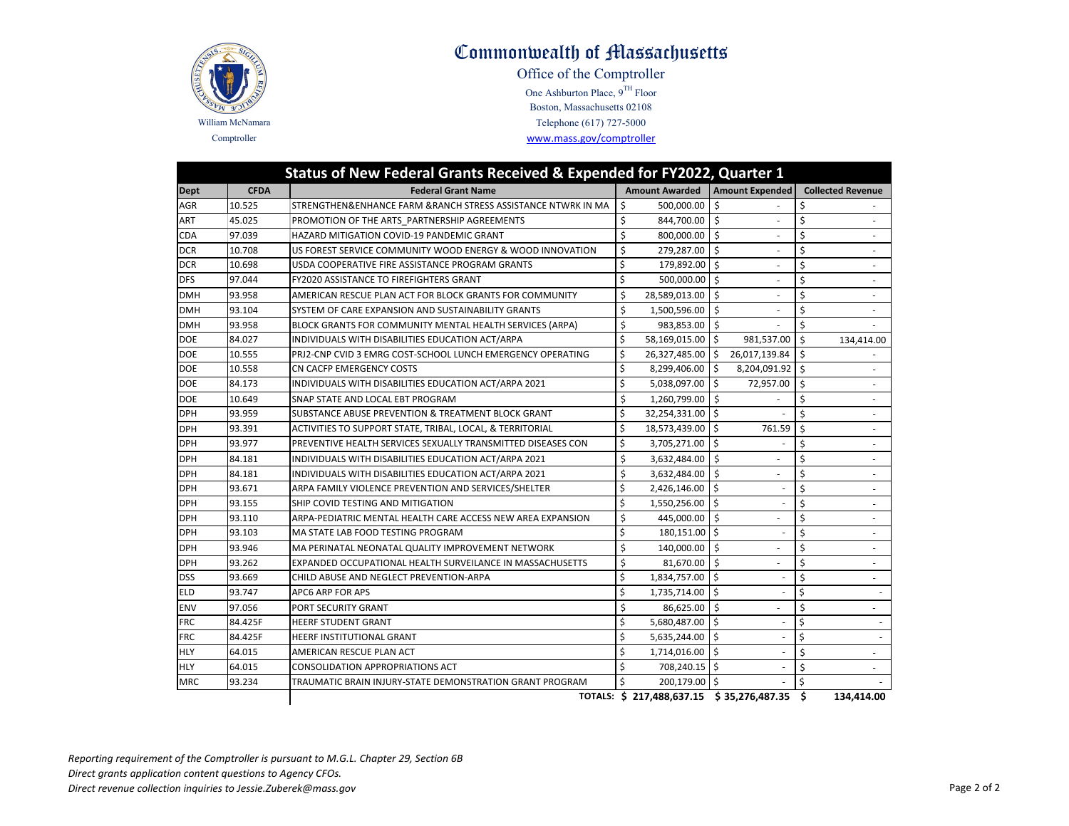# Commonwealth of Massachusetts

Office of the Comptroller

One Ashburton Place, 9TH Floor
Boston, Massachusetts 02108
Telephone (617) 727-5000
www.mass.gov/comptroller

William McNamara
Comptroller

## Status of New Federal Grants Received & Expended for FY2022, Quarter 1

| Dept | CFDA | Federal Grant Name | Amount Awarded | Amount Expended | Collected Revenue |
|---|---|---|---|---|---|
| AGR | 10.525 | STRENGTHEN&ENHANCE FARM &RANCH STRESS ASSISTANCE NTWRK IN MA | $ 500,000.00 | $ - | $ - |
| ART | 45.025 | PROMOTION OF THE ARTS_PARTNERSHIP AGREEMENTS | $ 844,700.00 | $ - | $ - |
| CDA | 97.039 | HAZARD MITIGATION COVID-19 PANDEMIC GRANT | $ 800,000.00 | $ - | $ - |
| DCR | 10.708 | US FOREST SERVICE COMMUNITY WOOD ENERGY & WOOD INNOVATION | $ 279,287.00 | $ - | $ - |
| DCR | 10.698 | USDA COOPERATIVE FIRE ASSISTANCE PROGRAM GRANTS | $ 179,892.00 | $ - | $ - |
| DFS | 97.044 | FY2020 ASSISTANCE TO FIREFIGHTERS GRANT | $ 500,000.00 | $ - | $ - |
| DMH | 93.958 | AMERICAN RESCUE PLAN ACT FOR BLOCK GRANTS FOR COMMUNITY | $ 28,589,013.00 | $ - | $ - |
| DMH | 93.104 | SYSTEM OF CARE EXPANSION AND SUSTAINABILITY GRANTS | $ 1,500,596.00 | $ - | $ - |
| DMH | 93.958 | BLOCK GRANTS FOR COMMUNITY MENTAL HEALTH SERVICES (ARPA) | $ 983,853.00 | $ - | $ - |
| DOE | 84.027 | INDIVIDUALS WITH DISABILITIES EDUCATION ACT/ARPA | $ 58,169,015.00 | $ 981,537.00 | $ 134,414.00 |
| DOE | 10.555 | PRJ2-CNP CVID 3 EMRG COST-SCHOOL LUNCH EMERGENCY OPERATING | $ 26,327,485.00 | $ 26,017,139.84 | $ - |
| DOE | 10.558 | CN CACFP EMERGENCY COSTS | $ 8,299,406.00 | $ 8,204,091.92 | $ - |
| DOE | 84.173 | INDIVIDUALS WITH DISABILITIES EDUCATION ACT/ARPA 2021 | $ 5,038,097.00 | $ 72,957.00 | $ - |
| DOE | 10.649 | SNAP STATE AND LOCAL EBT PROGRAM | $ 1,260,799.00 | $ - | $ - |
| DPH | 93.959 | SUBSTANCE ABUSE PREVENTION & TREATMENT BLOCK GRANT | $ 32,254,331.00 | $ - | $ - |
| DPH | 93.391 | ACTIVITIES TO SUPPORT STATE, TRIBAL, LOCAL, & TERRITORIAL | $ 18,573,439.00 | $ 761.59 | $ - |
| DPH | 93.977 | PREVENTIVE HEALTH SERVICES SEXUALLY TRANSMITTED DISEASES CON | $ 3,705,271.00 | $ - | $ - |
| DPH | 84.181 | INDIVIDUALS WITH DISABILITIES EDUCATION ACT/ARPA 2021 | $ 3,632,484.00 | $ - | $ - |
| DPH | 84.181 | INDIVIDUALS WITH DISABILITIES EDUCATION ACT/ARPA 2021 | $ 3,632,484.00 | $ - | $ - |
| DPH | 93.671 | ARPA FAMILY VIOLENCE PREVENTION AND SERVICES/SHELTER | $ 2,426,146.00 | $ - | $ - |
| DPH | 93.155 | SHIP COVID TESTING AND MITIGATION | $ 1,550,256.00 | $ - | $ - |
| DPH | 93.110 | ARPA-PEDIATRIC MENTAL HEALTH CARE ACCESS NEW AREA EXPANSION | $ 445,000.00 | $ - | $ - |
| DPH | 93.103 | MA STATE LAB FOOD TESTING PROGRAM | $ 180,151.00 | $ - | $ - |
| DPH | 93.946 | MA PERINATAL NEONATAL QUALITY IMPROVEMENT NETWORK | $ 140,000.00 | $ - | $ - |
| DPH | 93.262 | EXPANDED OCCUPATIONAL HEALTH SURVEILANCE IN MASSACHUSETTS | $ 81,670.00 | $ - | $ - |
| DSS | 93.669 | CHILD ABUSE AND NEGLECT PREVENTION-ARPA | $ 1,834,757.00 | $ - | $ - |
| ELD | 93.747 | APC6 ARP FOR APS | $ 1,735,714.00 | $ - | $ - |
| ENV | 97.056 | PORT SECURITY GRANT | $ 86,625.00 | $ - | $ - |
| FRC | 84.425F | HEERF STUDENT GRANT | $ 5,680,487.00 | $ - | $ - |
| FRC | 84.425F | HEERF INSTITUTIONAL GRANT | $ 5,635,244.00 | $ - | $ - |
| HLY | 64.015 | AMERICAN RESCUE PLAN ACT | $ 1,714,016.00 | $ - | $ - |
| HLY | 64.015 | CONSOLIDATION APPROPRIATIONS ACT | $ 708,240.15 | $ - | $ - |
| MRC | 93.234 | TRAUMATIC BRAIN INJURY-STATE DEMONSTRATION GRANT PROGRAM | $ 200,179.00 | $ - | $ - |
| | | **TOTALS:** | **$ 217,488,637.15** | **$ 35,276,487.35** | **$ 134,414.00** |

*Reporting requirement of the Comptroller is pursuant to M.G.L. Chapter 29, Section 6B*
*Direct grants application content questions to Agency CFOs.*
*Direct revenue collection inquiries to Jessie.Zuberek@mass.gov*